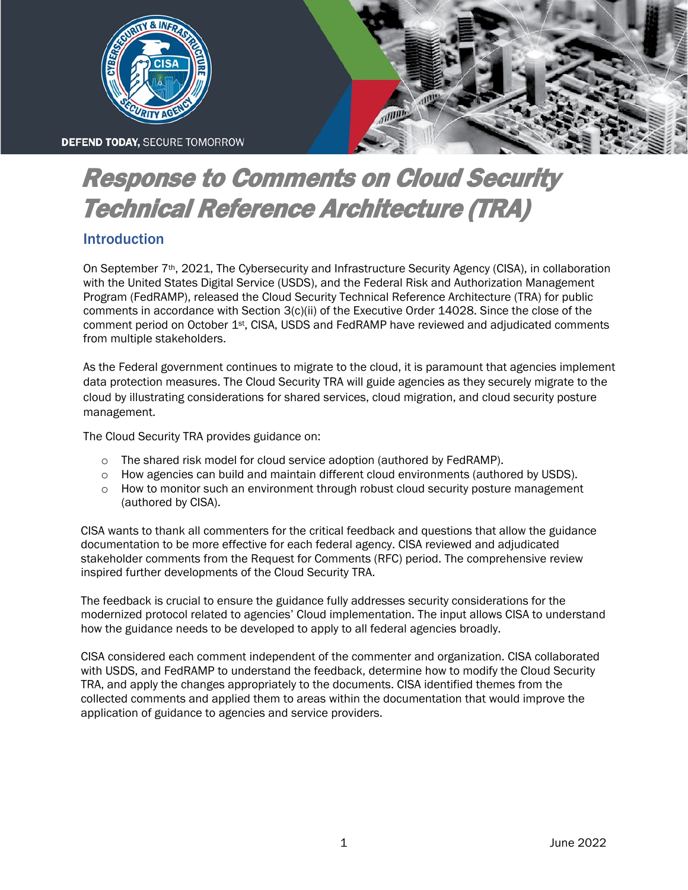DEFEND TODAY, SECURE TOMORROW

# Response to Comments on Cloud Security Technical Reference Architecture (TRA)

## Introduction

On September 7th, 2021, The Cybersecurity and Infrastructure Security Agency (CISA), in collaboration with the United States Digital Service (USDS), and the Federal Risk and Authorization Management Program (FedRAMP), released the Cloud Security Technical Reference Architecture (TRA) for public comments in accordance with Section 3(c)(ii) of the Executive Order 14028. Since the close of the comment period on October 1st, CISA, USDS and FedRAMP have reviewed and adjudicated comments from multiple stakeholders.

As the Federal government continues to migrate to the cloud, it is paramount that agencies implement data protection measures. The Cloud Security TRA will guide agencies as they securely migrate to the cloud by illustrating considerations for shared services, cloud migration, and cloud security posture management.

The Cloud Security TRA provides guidance on:

- The shared risk model for cloud service adoption (authored by FedRAMP).
- How agencies can build and maintain different cloud environments (authored by USDS).
- How to monitor such an environment through robust cloud security posture management (authored by CISA).

CISA wants to thank all commenters for the critical feedback and questions that allow the guidance documentation to be more effective for each federal agency. CISA reviewed and adjudicated stakeholder comments from the Request for Comments (RFC) period. The comprehensive review inspired further developments of the Cloud Security TRA.

The feedback is crucial to ensure the guidance fully addresses security considerations for the modernized protocol related to agencies' Cloud implementation. The input allows CISA to understand how the guidance needs to be developed to apply to all federal agencies broadly.

CISA considered each comment independent of the commenter and organization. CISA collaborated with USDS, and FedRAMP to understand the feedback, determine how to modify the Cloud Security TRA, and apply the changes appropriately to the documents. CISA identified themes from the collected comments and applied them to areas within the documentation that would improve the application of guidance to agencies and service providers.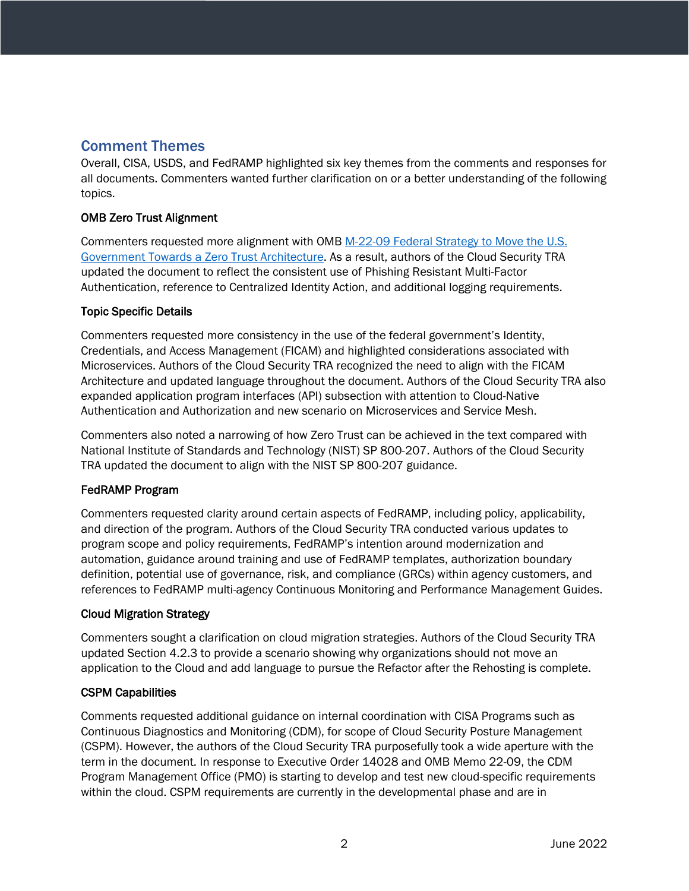## Comment Themes

Overall, CISA, USDS, and FedRAMP highlighted six key themes from the comments and responses for all documents. Commenters wanted further clarification on or a better understanding of the following topics.

### OMB Zero Trust Alignment

Commenters requested more alignment with OMB [M-22-09 Federal Strategy to Move the U.S. Government Towards a Zero Trust Architecture](). As a result, authors of the Cloud Security TRA updated the document to reflect the consistent use of Phishing Resistant Multi-Factor Authentication, reference to Centralized Identity Action, and additional logging requirements.

### Topic Specific Details

Commenters requested more consistency in the use of the federal government's Identity, Credentials, and Access Management (FICAM) and highlighted considerations associated with Microservices. Authors of the Cloud Security TRA recognized the need to align with the FICAM Architecture and updated language throughout the document. Authors of the Cloud Security TRA also expanded application program interfaces (API) subsection with attention to Cloud-Native Authentication and Authorization and new scenario on Microservices and Service Mesh.

Commenters also noted a narrowing of how Zero Trust can be achieved in the text compared with National Institute of Standards and Technology (NIST) SP 800-207. Authors of the Cloud Security TRA updated the document to align with the NIST SP 800-207 guidance.

### FedRAMP Program

Commenters requested clarity around certain aspects of FedRAMP, including policy, applicability, and direction of the program. Authors of the Cloud Security TRA conducted various updates to program scope and policy requirements, FedRAMP's intention around modernization and automation, guidance around training and use of FedRAMP templates, authorization boundary definition, potential use of governance, risk, and compliance (GRCs) within agency customers, and references to FedRAMP multi-agency Continuous Monitoring and Performance Management Guides.

### Cloud Migration Strategy

Commenters sought a clarification on cloud migration strategies. Authors of the Cloud Security TRA updated Section 4.2.3 to provide a scenario showing why organizations should not move an application to the Cloud and add language to pursue the Refactor after the Rehosting is complete.

### CSPM Capabilities

Comments requested additional guidance on internal coordination with CISA Programs such as Continuous Diagnostics and Monitoring (CDM), for scope of Cloud Security Posture Management (CSPM). However, the authors of the Cloud Security TRA purposefully took a wide aperture with the term in the document. In response to Executive Order 14028 and OMB Memo 22-09, the CDM Program Management Office (PMO) is starting to develop and test new cloud-specific requirements within the cloud. CSPM requirements are currently in the developmental phase and are in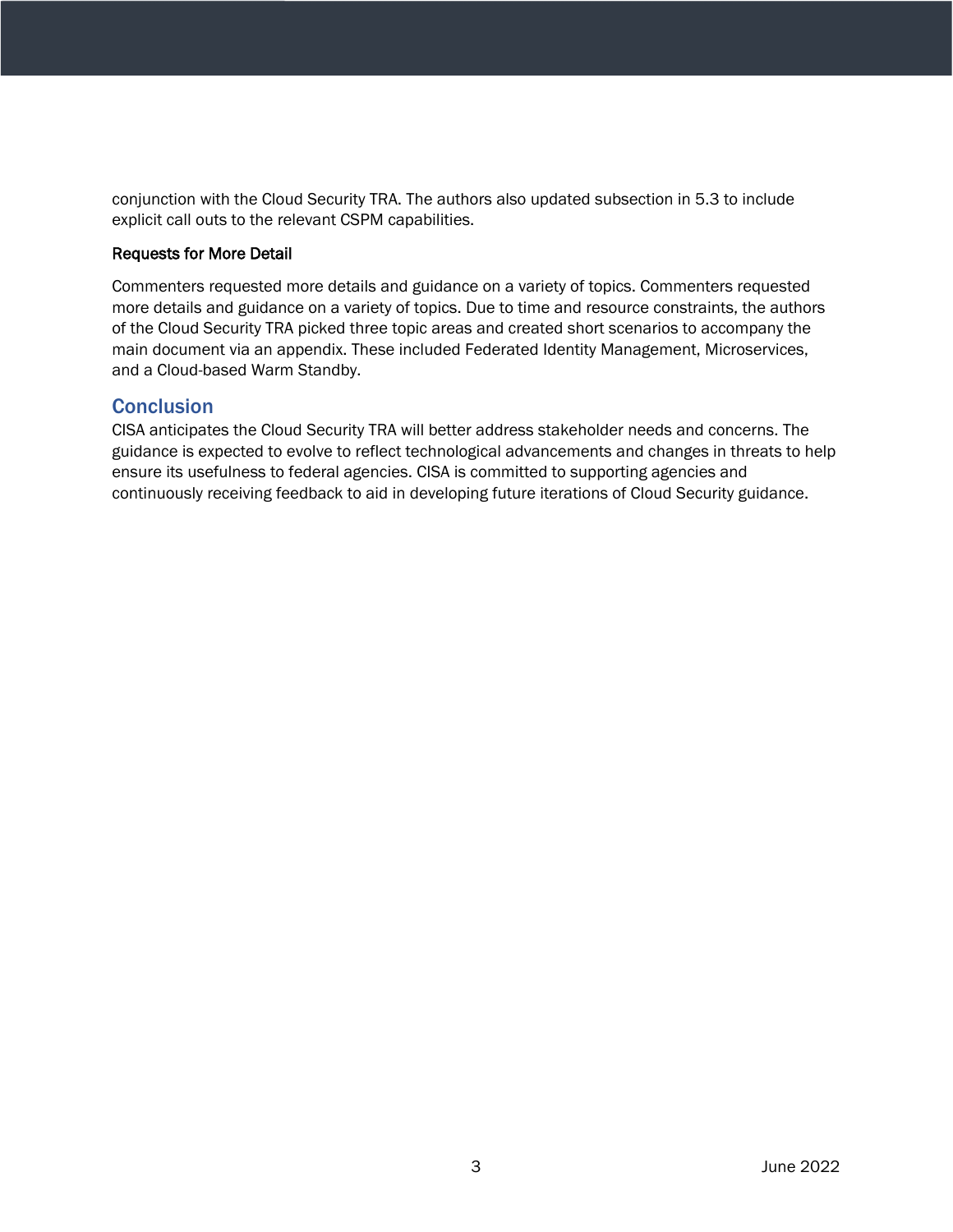conjunction with the Cloud Security TRA. The authors also updated subsection in 5.3 to include explicit call outs to the relevant CSPM capabilities.

#### Requests for More Detail

Commenters requested more details and guidance on a variety of topics. Commenters requested more details and guidance on a variety of topics. Due to time and resource constraints, the authors of the Cloud Security TRA picked three topic areas and created short scenarios to accompany the main document via an appendix. These included Federated Identity Management, Microservices, and a Cloud-based Warm Standby.

## Conclusion

CISA anticipates the Cloud Security TRA will better address stakeholder needs and concerns. The guidance is expected to evolve to reflect technological advancements and changes in threats to help ensure its usefulness to federal agencies. CISA is committed to supporting agencies and continuously receiving feedback to aid in developing future iterations of Cloud Security guidance.